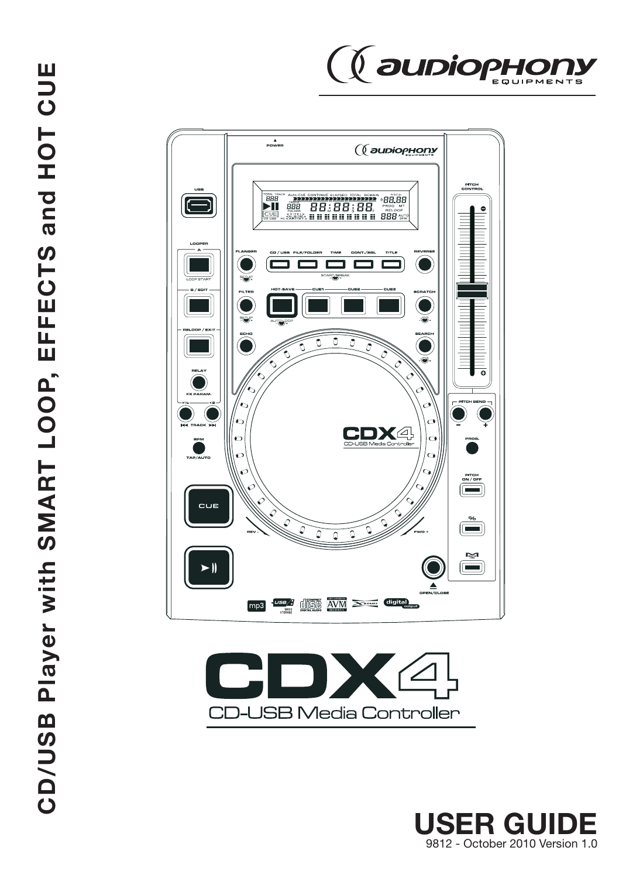# CD/USB Player with SMART LOOP, EFFECTS and HOT CUE

audiophony EQUIPMENTS

# CDX4

CD-USB Media Controller

## USER GUIDE

9812 - October 2010 Version 1.0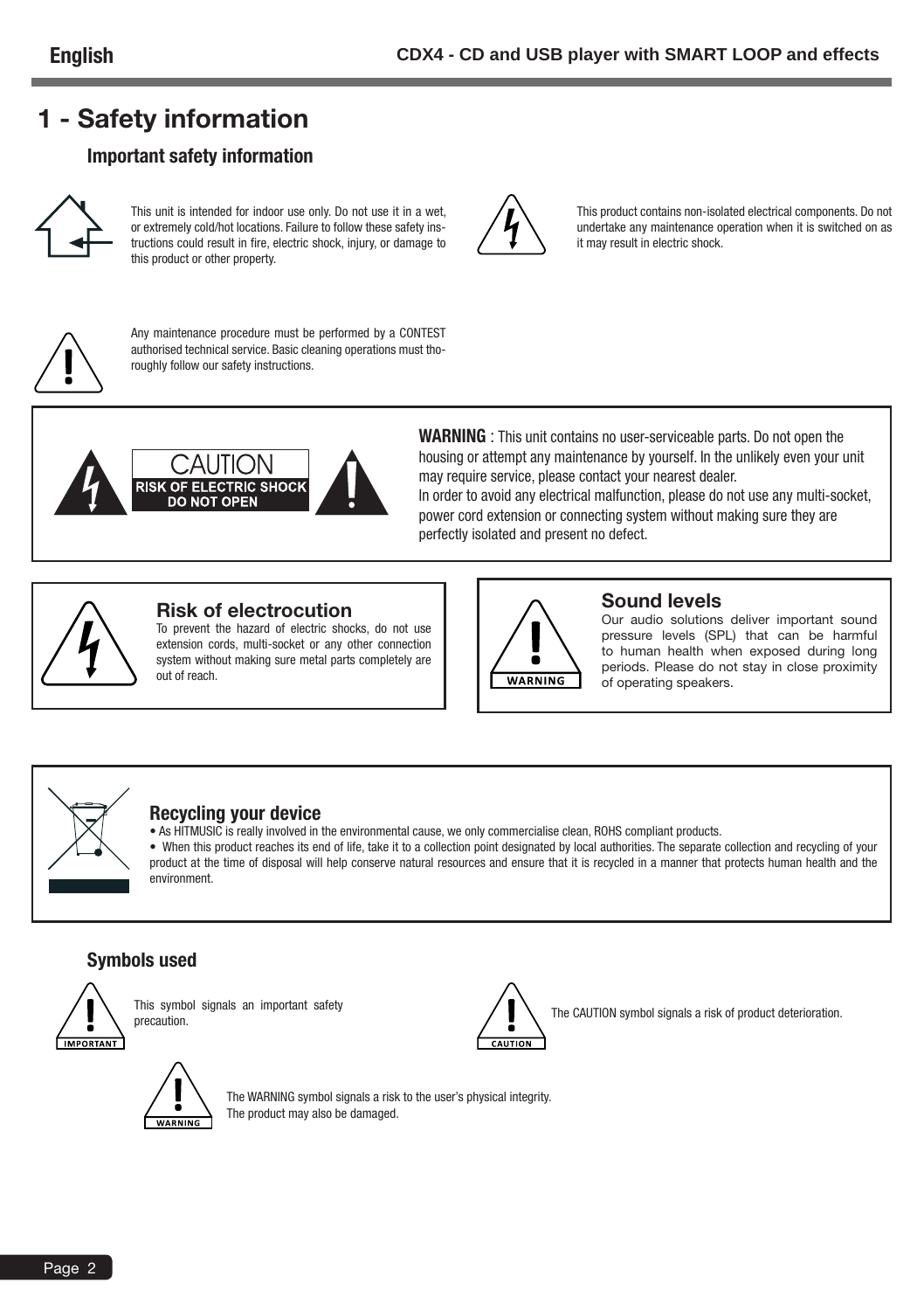# 1 - Safety information

## Important safety information

This unit is intended for indoor use only. Do not use it in a wet, or extremely cold/hot locations. Failure to follow these safety instructions could result in fire, electric shock, injury, or damage to this product or other property.

This product contains non-isolated electrical components. Do not undertake any maintenance operation when it is switched on as it may result in electric shock.

Any maintenance procedure must be performed by a CONTEST authorised technical service. Basic cleaning operations must thoroughly follow our safety instructions.

CAUTION
RISK OF ELECTRIC SHOCK
DO NOT OPEN

**WARNING** : This unit contains no user-serviceable parts. Do not open the housing or attempt any maintenance by yourself. In the unlikely even your unit may require service, please contact your nearest dealer.
In order to avoid any electrical malfunction, please do not use any multi-socket, power cord extension or connecting system without making sure they are perfectly isolated and present no defect.

### Risk of electrocution

To prevent the hazard of electric shocks, do not use extension cords, multi-socket or any other connection system without making sure metal parts completely are out of reach.

### Sound levels

Our audio solutions deliver important sound pressure levels (SPL) that can be harmful to human health when exposed during long periods. Please do not stay in close proximity of operating speakers.

### Recycling your device

- As HITMUSIC is really involved in the environmental cause, we only commercialise clean, ROHS compliant products.
- When this product reaches its end of life, take it to a collection point designated by local authorities. The separate collection and recycling of your product at the time of disposal will help conserve natural resources and ensure that it is recycled in a manner that protects human health and the environment.

## Symbols used

IMPORTANT: This symbol signals an important safety precaution.

CAUTION: The CAUTION symbol signals a risk of product deterioration.

WARNING: The WARNING symbol signals a risk to the user's physical integrity.
The product may also be damaged.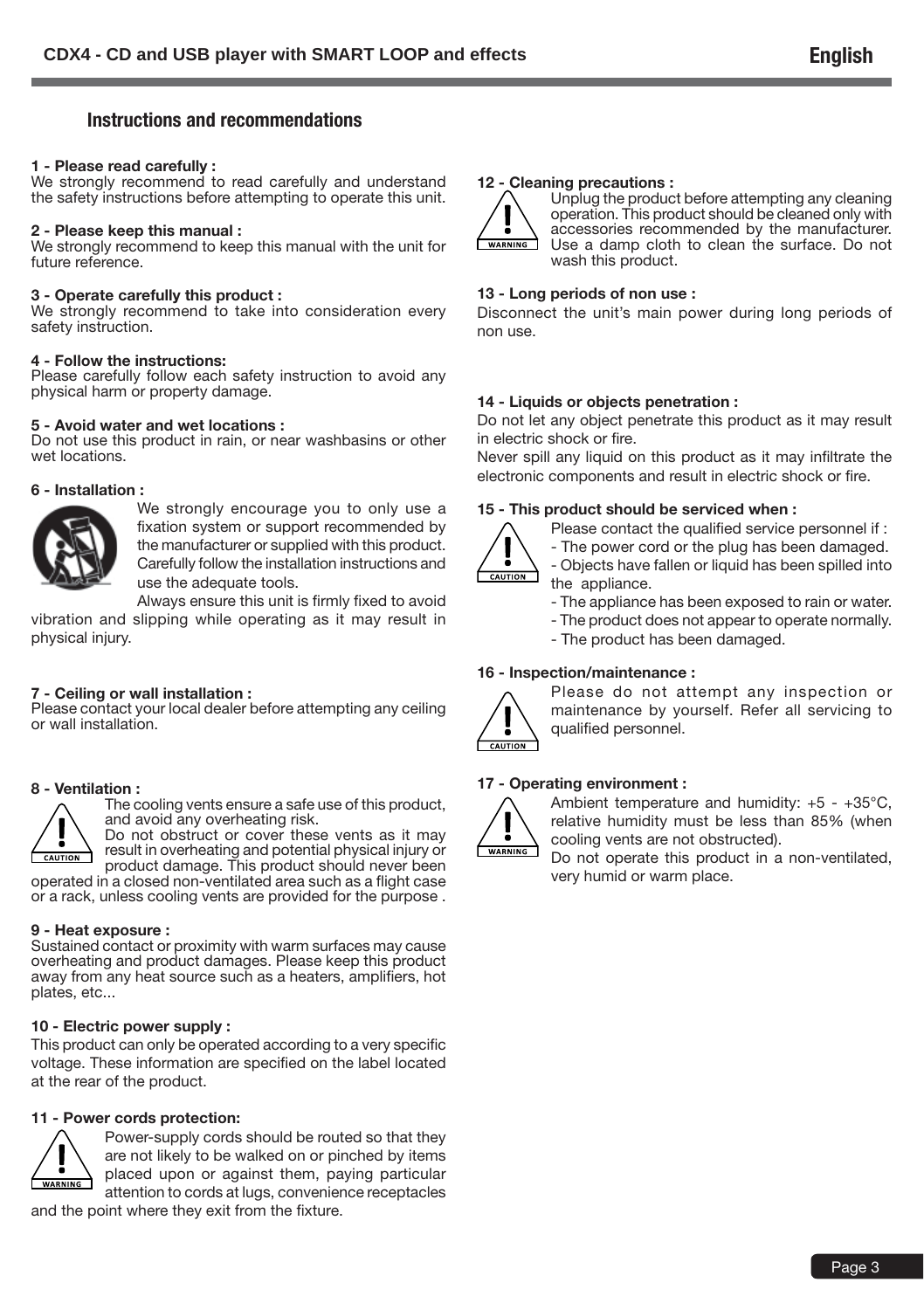## Instructions and recommendations

**1 - Please read carefully :**
We strongly recommend to read carefully and understand the safety instructions before attempting to operate this unit.

**2 - Please keep this manual :**
We strongly recommend to keep this manual with the unit for future reference.

**3 - Operate carefully this product :**
We strongly recommend to take into consideration every safety instruction.

**4 - Follow the instructions:**
Please carefully follow each safety instruction to avoid any physical harm or property damage.

**5 - Avoid water and wet locations :**
Do not use this product in rain, or near washbasins or other wet locations.

**6 - Installation :**
We strongly encourage you to only use a fixation system or support recommended by the manufacturer or supplied with this product. Carefully follow the installation instructions and use the adequate tools.
Always ensure this unit is firmly fixed to avoid vibration and slipping while operating as it may result in physical injury.

**7 - Ceiling or wall installation :**
Please contact your local dealer before attempting any ceiling or wall installation.

**8 - Ventilation :**
The cooling vents ensure a safe use of this product, and avoid any overheating risk.
Do not obstruct or cover these vents as it may result in overheating and potential physical injury or product damage. This product should never been operated in a closed non-ventilated area such as a flight case or a rack, unless cooling vents are provided for the purpose .

**9 - Heat exposure :**
Sustained contact or proximity with warm surfaces may cause overheating and product damages. Please keep this product away from any heat source such as a heaters, amplifiers, hot plates, etc...

**10 - Electric power supply :**
This product can only be operated according to a very specific voltage. These information are specified on the label located at the rear of the product.

**11 - Power cords protection:**
Power-supply cords should be routed so that they are not likely to be walked on or pinched by items placed upon or against them, paying particular attention to cords at lugs, convenience receptacles and the point where they exit from the fixture.

**12 - Cleaning precautions :**
Unplug the product before attempting any cleaning operation. This product should be cleaned only with accessories recommended by the manufacturer. Use a damp cloth to clean the surface. Do not wash this product.

**13 - Long periods of non use :**
Disconnect the unit's main power during long periods of non use.

**14 - Liquids or objects penetration :**
Do not let any object penetrate this product as it may result in electric shock or fire.
Never spill any liquid on this product as it may infiltrate the electronic components and result in electric shock or fire.

**15 - This product should be serviced when :**
Please contact the qualified service personnel if :
- The power cord or the plug has been damaged.
- Objects have fallen or liquid has been spilled into the appliance.
- The appliance has been exposed to rain or water.
- The product does not appear to operate normally.
- The product has been damaged.

**16 - Inspection/maintenance :**
Please do not attempt any inspection or maintenance by yourself. Refer all servicing to qualified personnel.

**17 - Operating environment :**
Ambient temperature and humidity: +5 - +35°C, relative humidity must be less than 85% (when cooling vents are not obstructed).
Do not operate this product in a non-ventilated, very humid or warm place.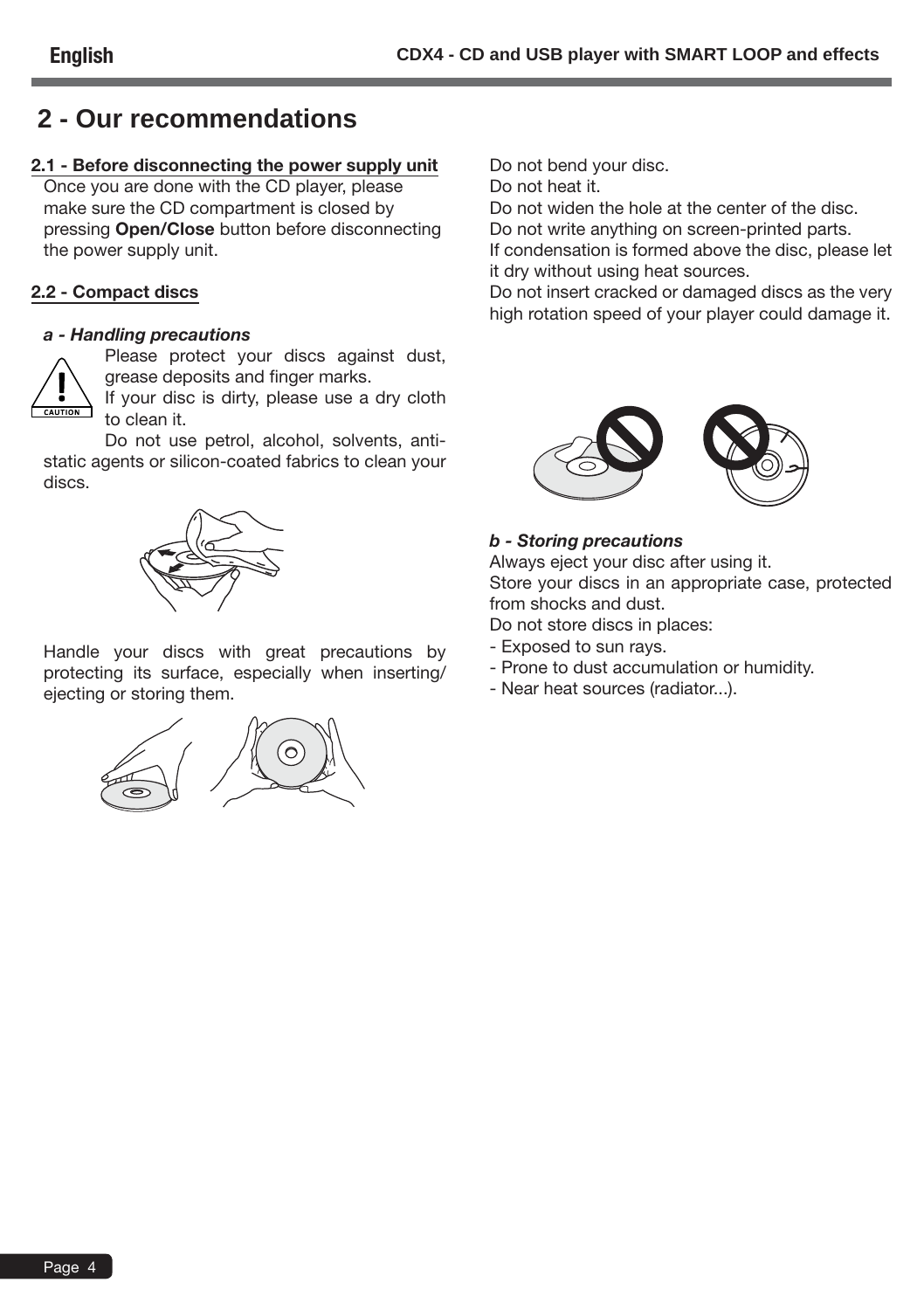## 2 - Our recommendations

### 2.1 - Before disconnecting the power supply unit

Once you are done with the CD player, please make sure the CD compartment is closed by pressing **Open/Close** button before disconnecting the power supply unit.

### 2.2 - Compact discs

#### *a - Handling precautions*

Please protect your discs against dust, grease deposits and finger marks.
If your disc is dirty, please use a dry cloth to clean it.
Do not use petrol, alcohol, solvents, anti-static agents or silicon-coated fabrics to clean your discs.

Handle your discs with great precautions by protecting its surface, especially when inserting/ejecting or storing them.

Do not bend your disc.
Do not heat it.
Do not widen the hole at the center of the disc.
Do not write anything on screen-printed parts.
If condensation is formed above the disc, please let it dry without using heat sources.
Do not insert cracked or damaged discs as the very high rotation speed of your player could damage it.

#### *b - Storing precautions*

Always eject your disc after using it.
Store your discs in an appropriate case, protected from shocks and dust.
Do not store discs in places:
- Exposed to sun rays.
- Prone to dust accumulation or humidity.
- Near heat sources (radiator...).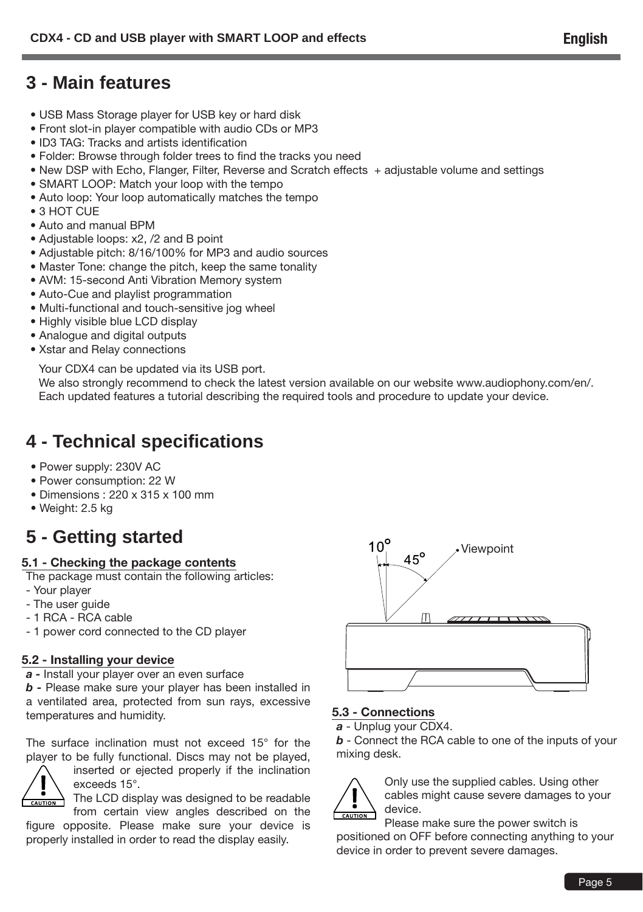# 3 - Main features

- USB Mass Storage player for USB key or hard disk
- Front slot-in player compatible with audio CDs or MP3
- ID3 TAG: Tracks and artists identification
- Folder: Browse through folder trees to find the tracks you need
- New DSP with Echo, Flanger, Filter, Reverse and Scratch effects + adjustable volume and settings
- SMART LOOP: Match your loop with the tempo
- Auto loop: Your loop automatically matches the tempo
- 3 HOT CUE
- Auto and manual BPM
- Adjustable loops: x2, /2 and B point
- Adjustable pitch: 8/16/100% for MP3 and audio sources
- Master Tone: change the pitch, keep the same tonality
- AVM: 15-second Anti Vibration Memory system
- Auto-Cue and playlist programmation
- Multi-functional and touch-sensitive jog wheel
- Highly visible blue LCD display
- Analogue and digital outputs
- Xstar and Relay connections

Your CDX4 can be updated via its USB port.
We also strongly recommend to check the latest version available on our website www.audiophony.com/en/.
Each updated features a tutorial describing the required tools and procedure to update your device.

# 4 - Technical specifications

- Power supply: 230V AC
- Power consumption: 22 W
- Dimensions : 220 x 315 x 100 mm
- Weight: 2.5 kg

# 5 - Getting started

## 5.1 - Checking the package contents

The package must contain the following articles:
- Your player
- The user guide
- 1 RCA - RCA cable
- 1 power cord connected to the CD player

## 5.2 - Installing your device

***a -*** Install your player over an even surface
***b -*** Please make sure your player has been installed in a ventilated area, protected from sun rays, excessive temperatures and humidity.

The surface inclination must not exceed 15° for the player to be fully functional. Discs may not be played, inserted or ejected properly if the inclination exceeds 15°.

CAUTION

The LCD display was designed to be readable from certain view angles described on the figure opposite. Please make sure your device is properly installed in order to read the display easily.

10° 45° Viewpoint

## 5.3 - Connections

***a*** - Unplug your CDX4.
***b*** - Connect the RCA cable to one of the inputs of your mixing desk.

CAUTION

Only use the supplied cables. Using other cables might cause severe damages to your device.
Please make sure the power switch is positioned on OFF before connecting anything to your device in order to prevent severe damages.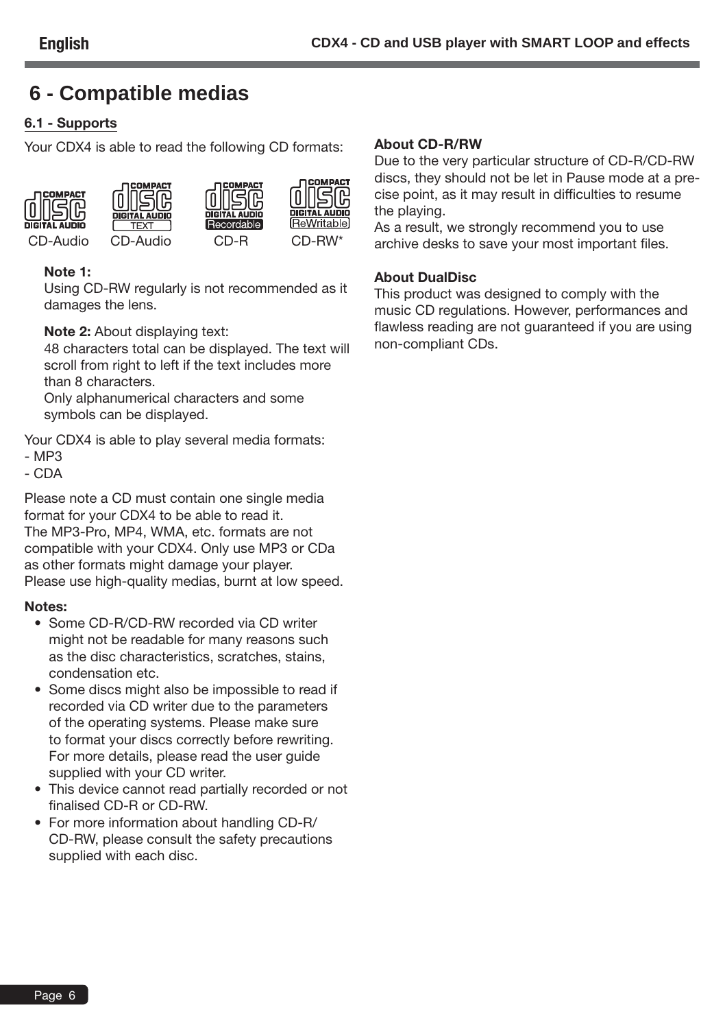# 6 - Compatible medias

## 6.1 - Supports

Your CDX4 is able to read the following CD formats:

CD-Audio CD-Audio CD-R CD-RW*

**Note 1:**
Using CD-RW regularly is not recommended as it damages the lens.

**Note 2:** About displaying text:
48 characters total can be displayed. The text will scroll from right to left if the text includes more than 8 characters.
Only alphanumerical characters and some symbols can be displayed.

Your CDX4 is able to play several media formats:
- MP3
- CDA

Please note a CD must contain one single media format for your CDX4 to be able to read it.
The MP3-Pro, MP4, WMA, etc. formats are not compatible with your CDX4. Only use MP3 or CDa as other formats might damage your player.
Please use high-quality medias, burnt at low speed.

**Notes:**

- Some CD-R/CD-RW recorded via CD writer might not be readable for many reasons such as the disc characteristics, scratches, stains, condensation etc.
- Some discs might also be impossible to read if recorded via CD writer due to the parameters of the operating systems. Please make sure to format your discs correctly before rewriting. For more details, please read the user guide supplied with your CD writer.
- This device cannot read partially recorded or not finalised CD-R or CD-RW.
- For more information about handling CD-R/CD-RW, please consult the safety precautions supplied with each disc.

**About CD-R/RW**
Due to the very particular structure of CD-R/CD-RW discs, they should not be let in Pause mode at a precise point, as it may result in difficulties to resume the playing.
As a result, we strongly recommend you to use archive desks to save your most important files.

**About DualDisc**
This product was designed to comply with the music CD regulations. However, performances and flawless reading are not guaranteed if you are using non-compliant CDs.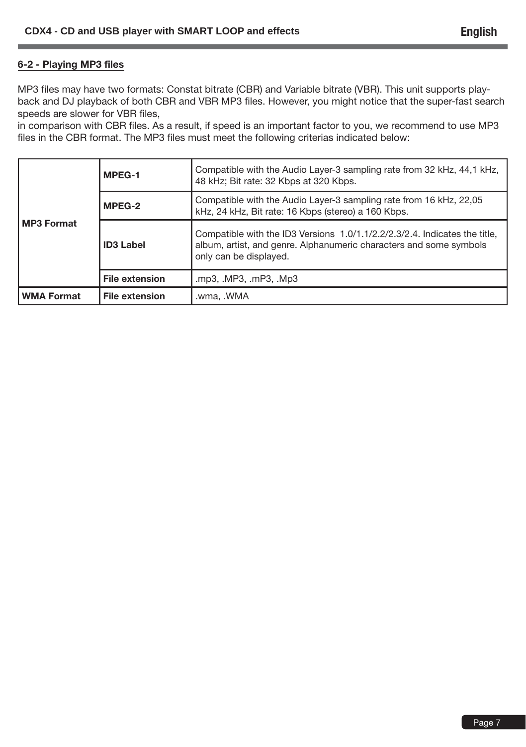## 6-2 - Playing MP3 files

MP3 files may have two formats: Constat bitrate (CBR) and Variable bitrate (VBR). This unit supports play-back and DJ playback of both CBR and VBR MP3 files. However, you might notice that the super-fast search speeds are slower for VBR files,
in comparison with CBR files. As a result, if speed is an important factor to you, we recommend to use MP3 files in the CBR format. The MP3 files must meet the following criterias indicated below:

| | | |
|---|---|---|
| **MP3 Format** | **MPEG-1** | Compatible with the Audio Layer-3 sampling rate from 32 kHz, 44,1 kHz, 48 kHz; Bit rate: 32 Kbps at 320 Kbps. |
| | **MPEG-2** | Compatible with the Audio Layer-3 sampling rate from 16 kHz, 22,05 kHz, 24 kHz, Bit rate: 16 Kbps (stereo) a 160 Kbps. |
| | **ID3 Label** | Compatible with the ID3 Versions 1.0/1.1/2.2/2.3/2.4. Indicates the title, album, artist, and genre. Alphanumeric characters and some symbols only can be displayed. |
| | **File extension** | .mp3, .MP3, .mP3, .Mp3 |
| **WMA Format** | **File extension** | .wma, .WMA |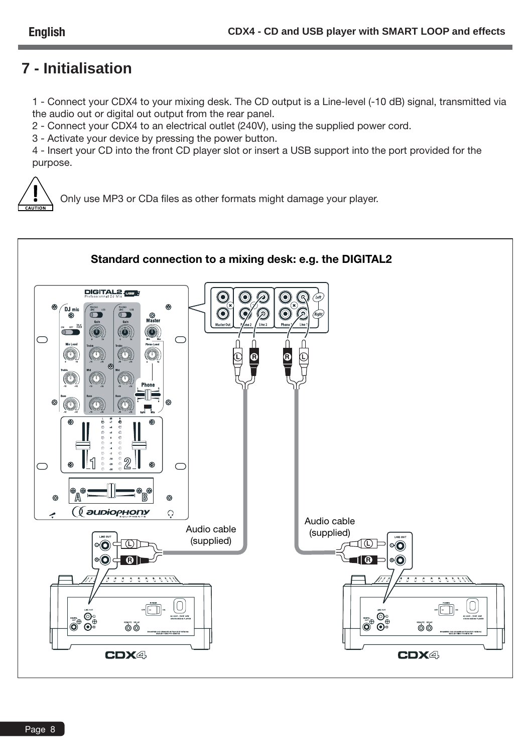# 7 - Initialisation

1 - Connect your CDX4 to your mixing desk. The CD output is a Line-level (-10 dB) signal, transmitted via the audio out or digital out output from the rear panel.
2 - Connect your CDX4 to an electrical outlet (240V), using the supplied power cord.
3 - Activate your device by pressing the power button.
4 - Insert your CD into the front CD player slot or insert a USB support into the port provided for the purpose.

CAUTION: Only use MP3 or CDa files as other formats might damage your player.

**Standard connection to a mixing desk: e.g. the DIGITAL2**

Audio cable (supplied)

Audio cable (supplied)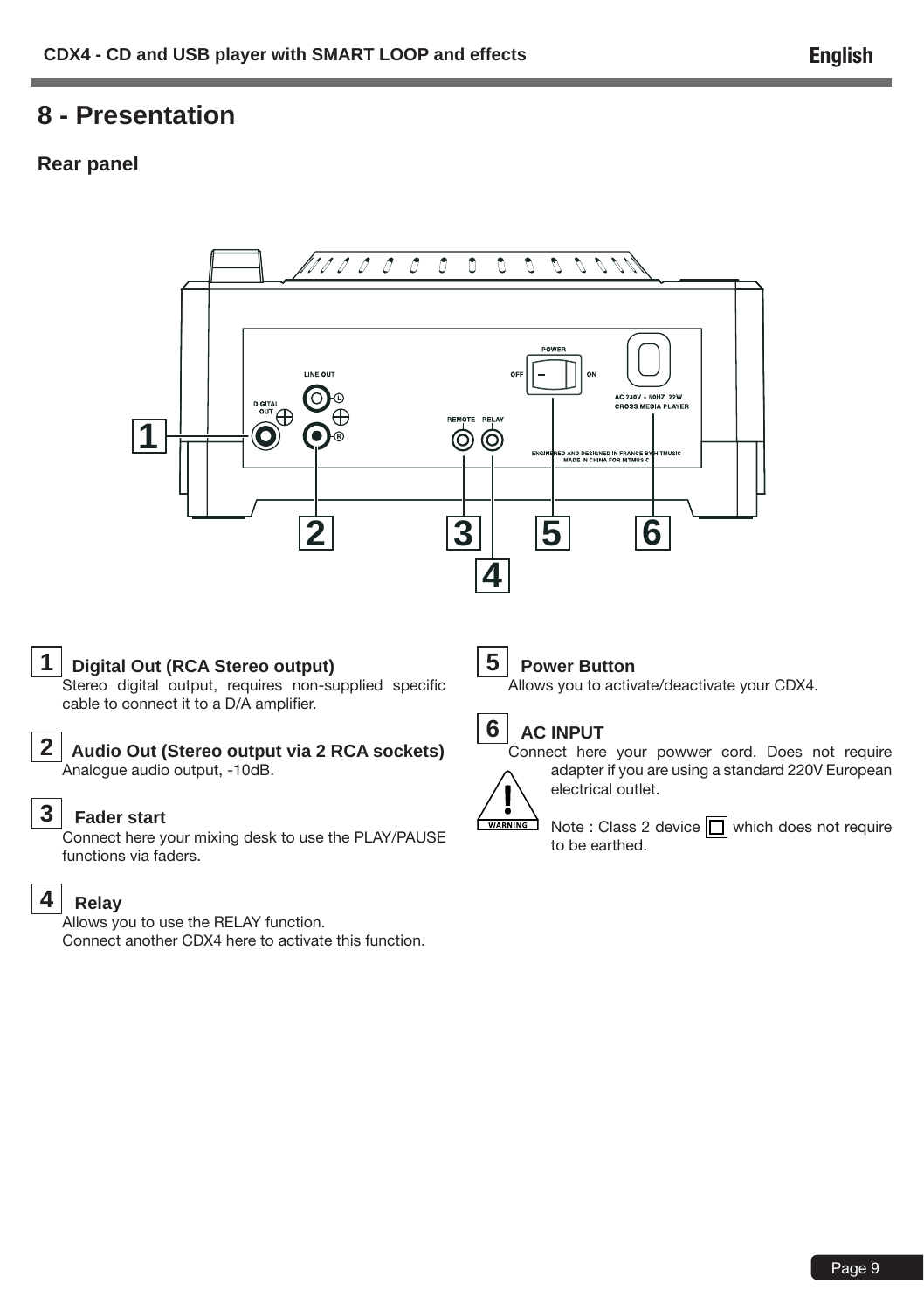# 8 - Presentation

## Rear panel

**1** **Digital Out (RCA Stereo output)**
Stereo digital output, requires non-supplied specific cable to connect it to a D/A amplifier.

**2** **Audio Out (Stereo output via 2 RCA sockets)**
Analogue audio output, -10dB.

**3** **Fader start**
Connect here your mixing desk to use the PLAY/PAUSE functions via faders.

**4** **Relay**
Allows you to use the RELAY function.
Connect another CDX4 here to activate this function.

**5** **Power Button**
Allows you to activate/deactivate your CDX4.

**6** **AC INPUT**
Connect here your powwer cord. Does not require adapter if you are using a standard 220V European electrical outlet.

WARNING

Note : Class 2 device ☐ which does not require to be earthed.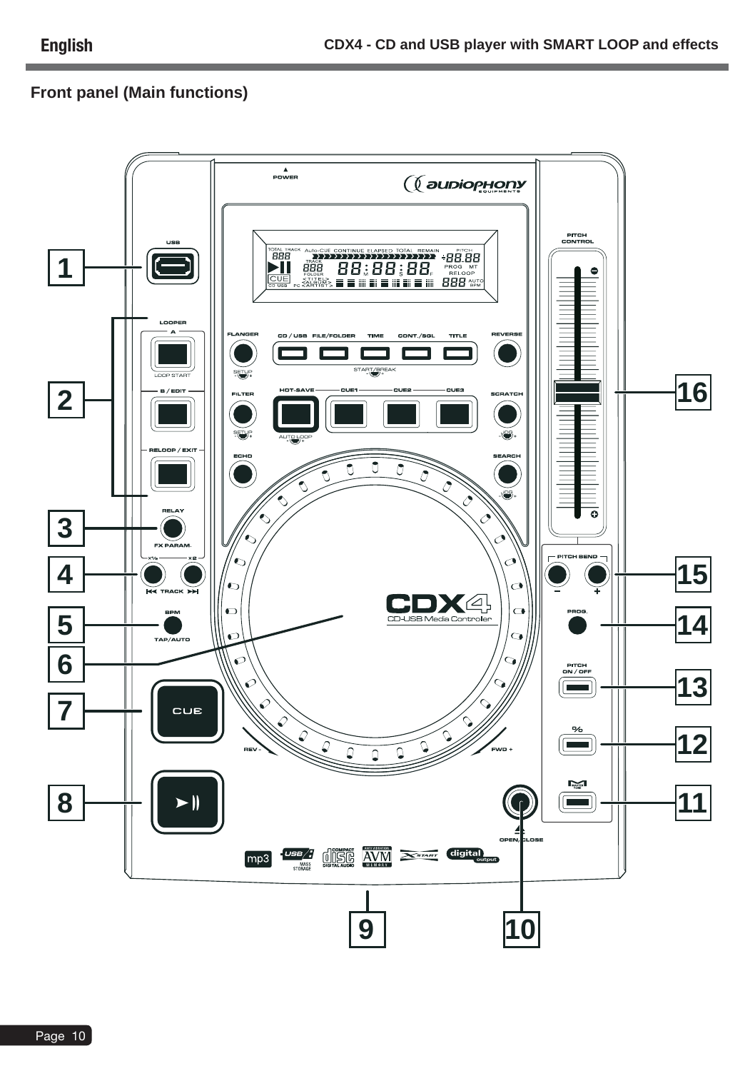## Front panel (Main functions)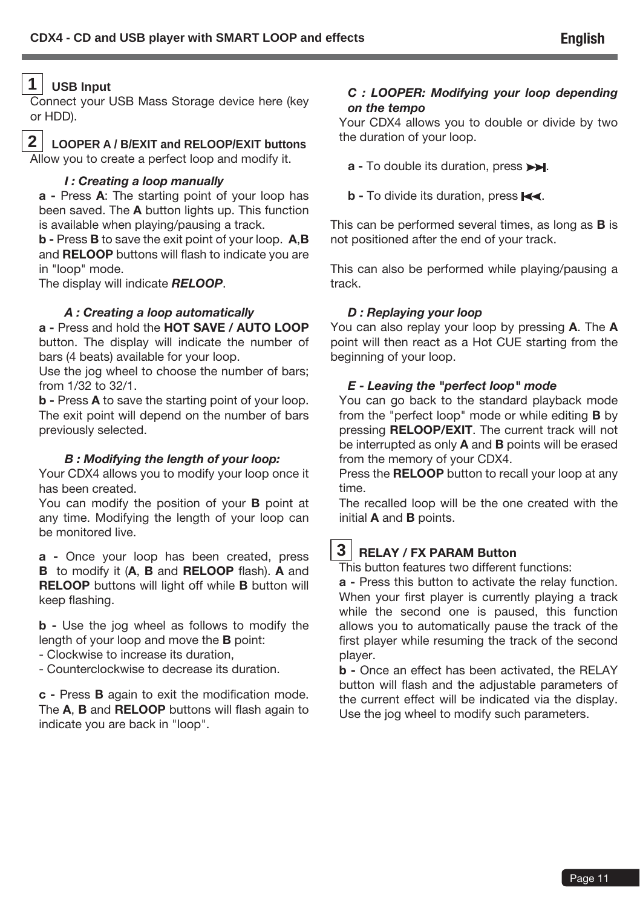## 1 USB Input

Connect your USB Mass Storage device here (key or HDD).

## 2 LOOPER A / B/EXIT and RELOOP/EXIT buttons

Allow you to create a perfect loop and modify it.

### *I : Creating a loop manually*

**a -** Press **A**: The starting point of your loop has been saved. The **A** button lights up. This function is available when playing/pausing a track.

**b -** Press **B** to save the exit point of your loop. **A**,**B** and **RELOOP** buttons will flash to indicate you are in "loop" mode.

The display will indicate ***RELOOP***.

### *A : Creating a loop automatically*

**a -** Press and hold the **HOT SAVE / AUTO LOOP** button. The display will indicate the number of bars (4 beats) available for your loop.

Use the jog wheel to choose the number of bars; from 1/32 to 32/1.

**b -** Press **A** to save the starting point of your loop. The exit point will depend on the number of bars previously selected.

### *B : Modifying the length of your loop:*

Your CDX4 allows you to modify your loop once it has been created.

You can modify the position of your **B** point at any time. Modifying the length of your loop can be monitored live.

**a -** Once your loop has been created, press **B** to modify it (**A**, **B** and **RELOOP** flash). **A** and **RELOOP** buttons will light off while **B** button will keep flashing.

**b -** Use the jog wheel as follows to modify the length of your loop and move the **B** point:

- Clockwise to increase its duration,
- Counterclockwise to decrease its duration.

**c -** Press **B** again to exit the modification mode. The **A**, **B** and **RELOOP** buttons will flash again to indicate you are back in "loop".

### *C : LOOPER: Modifying your loop depending on the tempo*

Your CDX4 allows you to double or divide by two the duration of your loop.

**a -** To double its duration, press ⏭.

**b -** To divide its duration, press ⏮.

This can be performed several times, as long as **B** is not positioned after the end of your track.

This can also be performed while playing/pausing a track.

### *D : Replaying your loop*

You can also replay your loop by pressing **A**. The **A** point will then react as a Hot CUE starting from the beginning of your loop.

### *E - Leaving the "perfect loop" mode*

You can go back to the standard playback mode from the "perfect loop" mode or while editing **B** by pressing **RELOOP/EXIT**. The current track will not be interrupted as only **A** and **B** points will be erased from the memory of your CDX4.

Press the **RELOOP** button to recall your loop at any time.

The recalled loop will be the one created with the initial **A** and **B** points.

## 3 RELAY / FX PARAM Button

This button features two different functions:

**a -** Press this button to activate the relay function. When your first player is currently playing a track while the second one is paused, this function allows you to automatically pause the track of the first player while resuming the track of the second player.

**b -** Once an effect has been activated, the RELAY button will flash and the adjustable parameters of the current effect will be indicated via the display. Use the jog wheel to modify such parameters.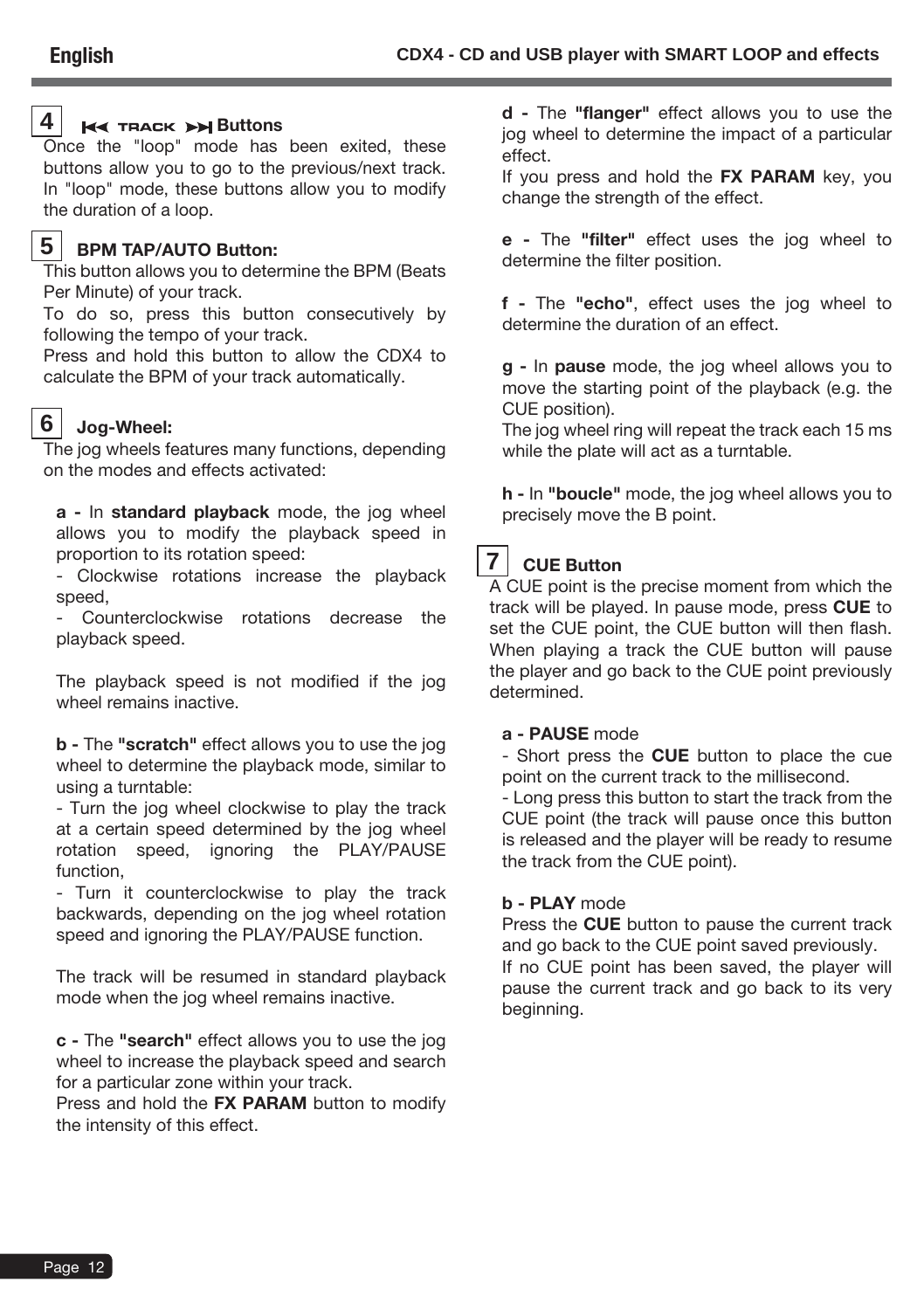## 4 ⏮ TRACK ⏭ Buttons

Once the "loop" mode has been exited, these buttons allow you to go to the previous/next track. In "loop" mode, these buttons allow you to modify the duration of a loop.

## 5 BPM TAP/AUTO Button:

This button allows you to determine the BPM (Beats Per Minute) of your track.

To do so, press this button consecutively by following the tempo of your track.

Press and hold this button to allow the CDX4 to calculate the BPM of your track automatically.

## 6 Jog-Wheel:

The jog wheels features many functions, depending on the modes and effects activated:

**a -** In **standard playback** mode, the jog wheel allows you to modify the playback speed in proportion to its rotation speed:

- Clockwise rotations increase the playback speed,
- Counterclockwise rotations decrease the playback speed.

The playback speed is not modified if the jog wheel remains inactive.

**b -** The **"scratch"** effect allows you to use the jog wheel to determine the playback mode, similar to using a turntable:

- Turn the jog wheel clockwise to play the track at a certain speed determined by the jog wheel rotation speed, ignoring the PLAY/PAUSE function,
- Turn it counterclockwise to play the track backwards, depending on the jog wheel rotation speed and ignoring the PLAY/PAUSE function.

The track will be resumed in standard playback mode when the jog wheel remains inactive.

**c -** The **"search"** effect allows you to use the jog wheel to increase the playback speed and search for a particular zone within your track.

Press and hold the **FX PARAM** button to modify the intensity of this effect.

**d -** The **"flanger"** effect allows you to use the jog wheel to determine the impact of a particular effect.

If you press and hold the **FX PARAM** key, you change the strength of the effect.

**e -** The **"filter"** effect uses the jog wheel to determine the filter position.

**f -** The **"echo"**, effect uses the jog wheel to determine the duration of an effect.

**g -** In **pause** mode, the jog wheel allows you to move the starting point of the playback (e.g. the CUE position).

The jog wheel ring will repeat the track each 15 ms while the plate will act as a turntable.

**h -** In **"boucle"** mode, the jog wheel allows you to precisely move the B point.

## 7 CUE Button

A CUE point is the precise moment from which the track will be played. In pause mode, press **CUE** to set the CUE point, the CUE button will then flash. When playing a track the CUE button will pause the player and go back to the CUE point previously determined.

**a - PAUSE** mode

- Short press the **CUE** button to place the cue point on the current track to the millisecond.
- Long press this button to start the track from the CUE point (the track will pause once this button is released and the player will be ready to resume the track from the CUE point).

**b - PLAY** mode

Press the **CUE** button to pause the current track and go back to the CUE point saved previously.

If no CUE point has been saved, the player will pause the current track and go back to its very beginning.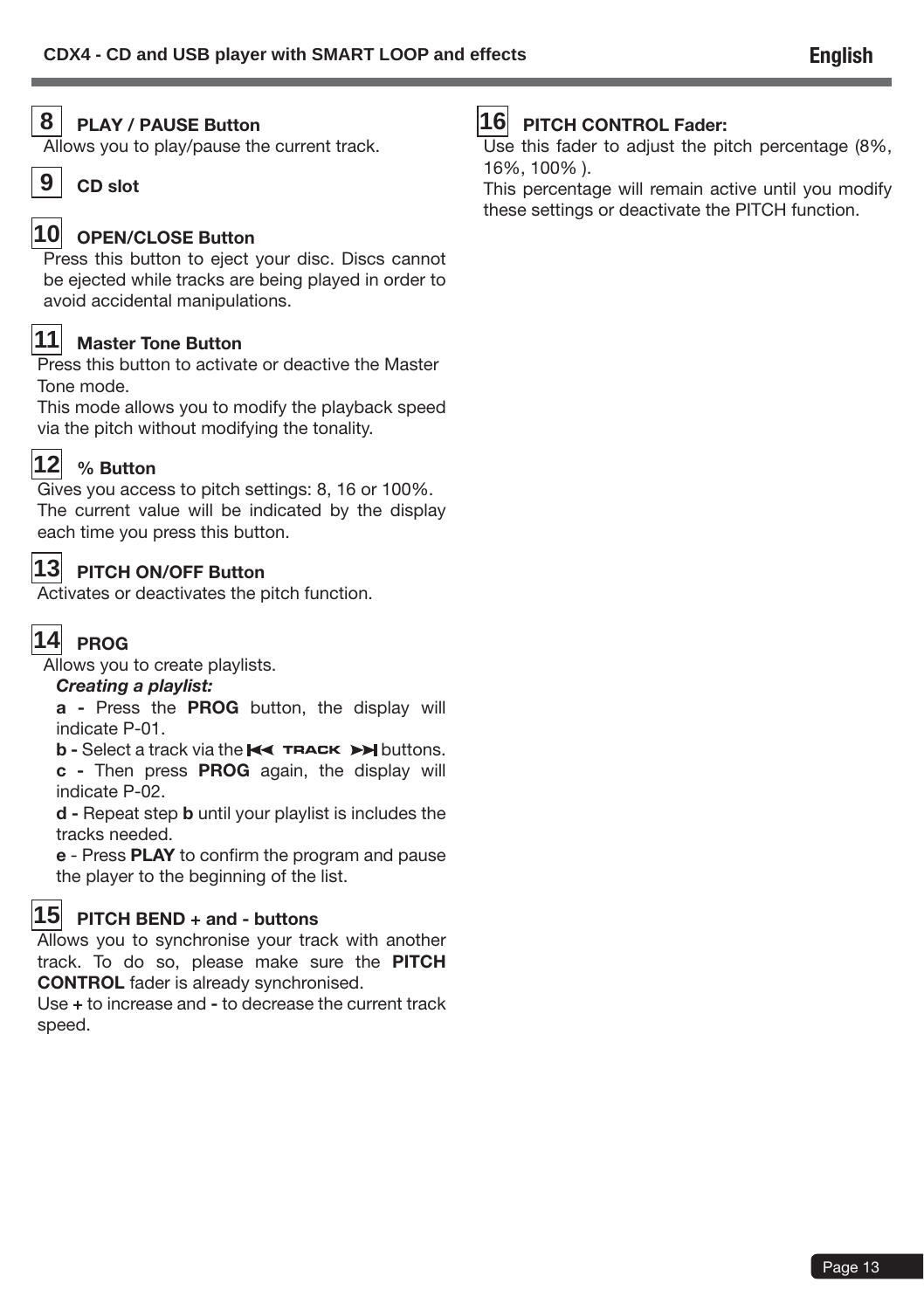## 8 PLAY / PAUSE Button

Allows you to play/pause the current track.

## 9 CD slot

## 10 OPEN/CLOSE Button

Press this button to eject your disc. Discs cannot be ejected while tracks are being played in order to avoid accidental manipulations.

## 11 Master Tone Button

Press this button to activate or deactive the Master Tone mode.

This mode allows you to modify the playback speed via the pitch without modifying the tonality.

## 12 % Button

Gives you access to pitch settings: 8, 16 or 100%.

The current value will be indicated by the display each time you press this button.

## 13 PITCH ON/OFF Button

Activates or deactivates the pitch function.

## 14 PROG

Allows you to create playlists.

***Creating a playlist:***

**a -** Press the **PROG** button, the display will indicate P-01.

**b -** Select a track via the ⏮ TRACK ⏭ buttons.

**c -** Then press **PROG** again, the display will indicate P-02.

**d -** Repeat step **b** until your playlist is includes the tracks needed.

**e** - Press **PLAY** to confirm the program and pause the player to the beginning of the list.

## 15 PITCH BEND + and - buttons

Allows you to synchronise your track with another track. To do so, please make sure the **PITCH CONTROL** fader is already synchronised.

Use **+** to increase and **-** to decrease the current track speed.

## 16 PITCH CONTROL Fader:

Use this fader to adjust the pitch percentage (8%, 16%, 100% ).

This percentage will remain active until you modify these settings or deactivate the PITCH function.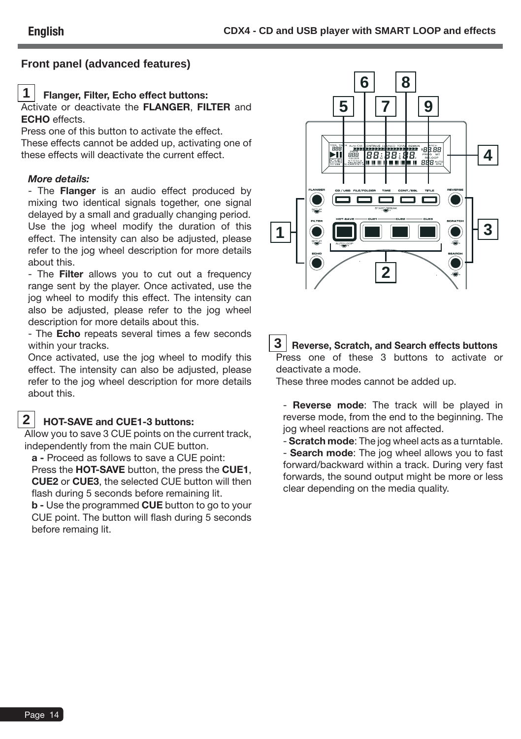## Front panel (advanced features)

### 1 Flanger, Filter, Echo effect buttons:

Activate or deactivate the **FLANGER**, **FILTER** and **ECHO** effects.
Press one of this button to activate the effect.
These effects cannot be added up, activating one of these effects will deactivate the current effect.

***More details:***

- The **Flanger** is an audio effect produced by mixing two identical signals together, one signal delayed by a small and gradually changing period. Use the jog wheel modify the duration of this effect. The intensity can also be adjusted, please refer to the jog wheel description for more details about this.
- The **Filter** allows you to cut out a frequency range sent by the player. Once activated, use the jog wheel to modify this effect. The intensity can also be adjusted, please refer to the jog wheel description for more details about this.
- The **Echo** repeats several times a few seconds within your tracks.
Once activated, use the jog wheel to modify this effect. The intensity can also be adjusted, please refer to the jog wheel description for more details about this.

### 2 HOT-SAVE and CUE1-3 buttons:

Allow you to save 3 CUE points on the current track, independently from the main CUE button.

**a -** Proceed as follows to save a CUE point:
Press the **HOT-SAVE** button, the press the **CUE1**, **CUE2** or **CUE3**, the selected CUE button will then flash during 5 seconds before remaining lit.

**b -** Use the programmed **CUE** button to go to your CUE point. The button will flash during 5 seconds before remaing lit.

### 3 Reverse, Scratch, and Search effects buttons

Press one of these 3 buttons to activate or deactivate a mode.
These three modes cannot be added up.

- **Reverse mode**: The track will be played in reverse mode, from the end to the beginning. The jog wheel reactions are not affected.
- **Scratch mode**: The jog wheel acts as a turntable.
- **Search mode**: The jog wheel allows you to fast forward/backward within a track. During very fast forwards, the sound output might be more or less clear depending on the media quality.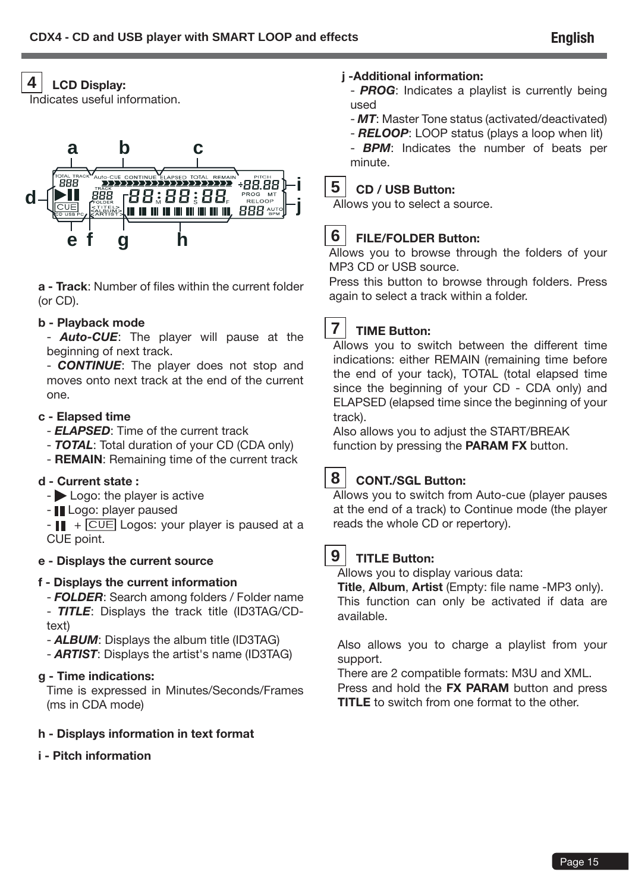## 4 LCD Display:

Indicates useful information.

**a - Track**: Number of files within the current folder (or CD).

**b - Playback mode**

- ***Auto-CUE***: The player will pause at the beginning of next track.
- ***CONTINUE***: The player does not stop and moves onto next track at the end of the current one.

**c - Elapsed time**

- ***ELAPSED***: Time of the current track
- ***TOTAL***: Total duration of your CD (CDA only)
- **REMAIN**: Remaining time of the current track

**d - Current state :**

- ▶ Logo: the player is active
- ❚❚ Logo: player paused
- ❚❚ + CUE Logos: your player is paused at a CUE point.

**e - Displays the current source**

**f - Displays the current information**

- ***FOLDER***: Search among folders / Folder name
- ***TITLE***: Displays the track title (ID3TAG/CD-text)
- ***ALBUM***: Displays the album title (ID3TAG)
- ***ARTIST***: Displays the artist's name (ID3TAG)

**g - Time indications:**

Time is expressed in Minutes/Seconds/Frames (ms in CDA mode)

**h - Displays information in text format**

**i - Pitch information**

**j -Additional information:**

- ***PROG***: Indicates a playlist is currently being used
- ***MT***: Master Tone status (activated/deactivated)
- ***RELOOP***: LOOP status (plays a loop when lit)
- ***BPM***: Indicates the number of beats per minute.

## 5 CD / USB Button:

Allows you to select a source.

## 6 FILE/FOLDER Button:

Allows you to browse through the folders of your MP3 CD or USB source.

Press this button to browse through folders. Press again to select a track within a folder.

## 7 TIME Button:

Allows you to switch between the different time indications: either REMAIN (remaining time before the end of your tack), TOTAL (total elapsed time since the beginning of your CD - CDA only) and ELAPSED (elapsed time since the beginning of your track).

Also allows you to adjust the START/BREAK function by pressing the **PARAM FX** button.

## 8 CONT./SGL Button:

Allows you to switch from Auto-cue (player pauses at the end of a track) to Continue mode (the player reads the whole CD or repertory).

## 9 TITLE Button:

Allows you to display various data:

**Title**, **Album**, **Artist** (Empty: file name -MP3 only).

This function can only be activated if data are available.

Also allows you to charge a playlist from your support.

There are 2 compatible formats: M3U and XML.

Press and hold the **FX PARAM** button and press **TITLE** to switch from one format to the other.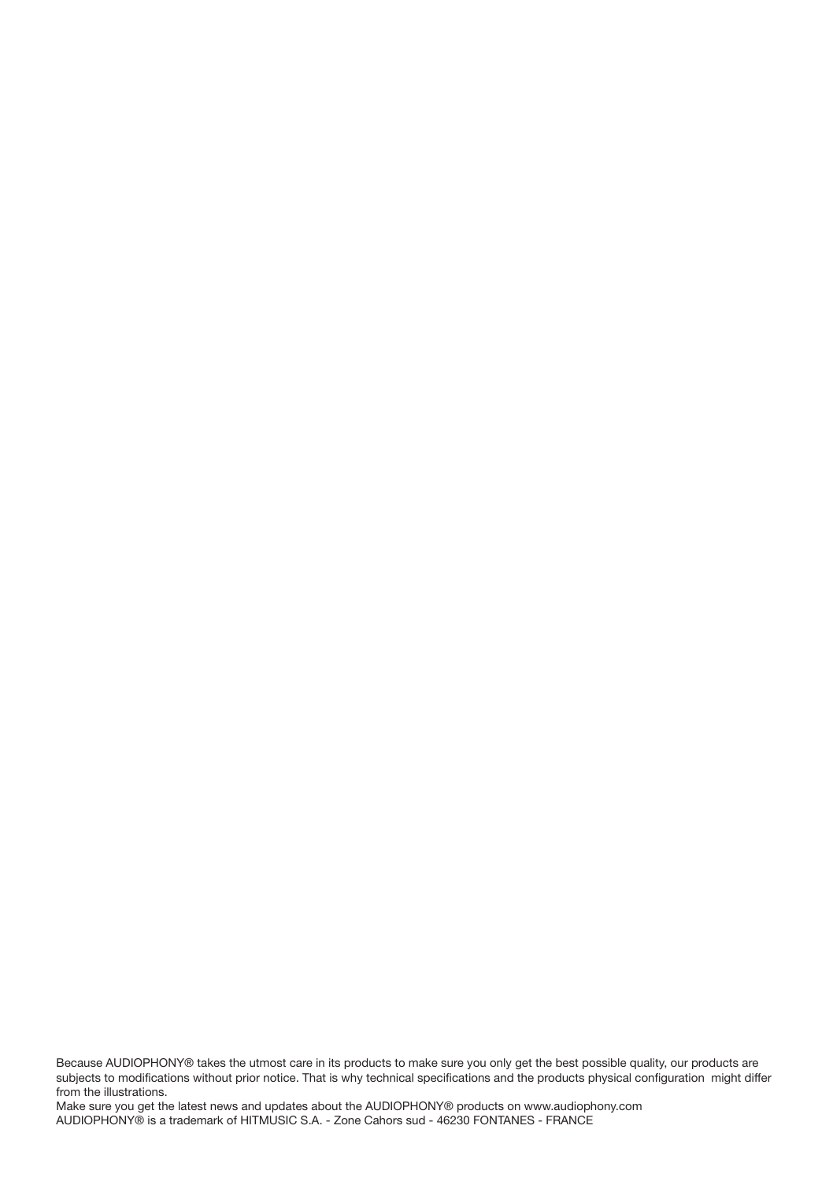Because AUDIOPHONY® takes the utmost care in its products to make sure you only get the best possible quality, our products are subjects to modifications without prior notice. That is why technical specifications and the products physical configuration might differ from the illustrations.

Make sure you get the latest news and updates about the AUDIOPHONY® products on www.audiophony.com

AUDIOPHONY® is a trademark of HITMUSIC S.A. - Zone Cahors sud - 46230 FONTANES - FRANCE